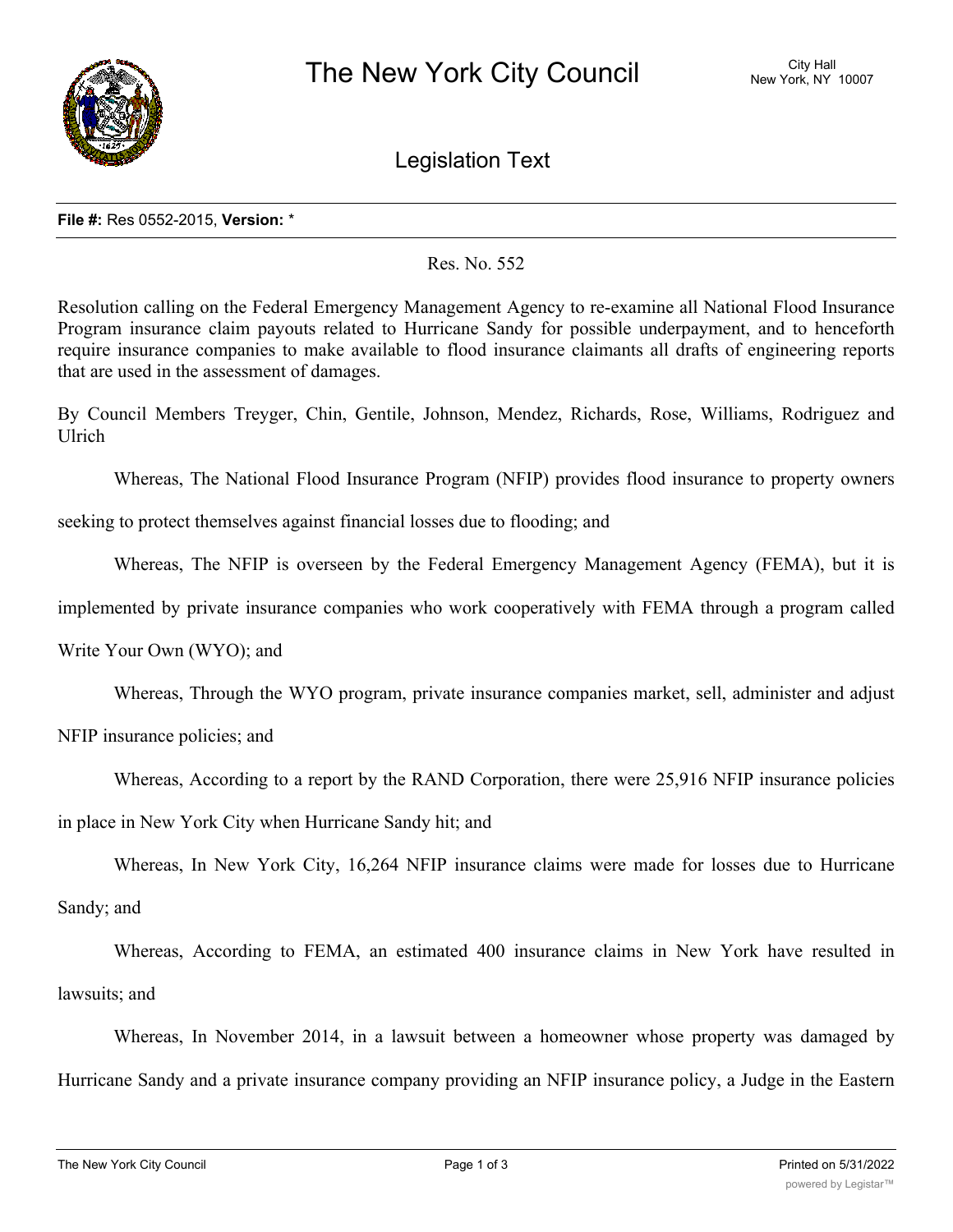# The New York City Council

City Hall
New York, NY 10007

## Legislation Text

**File #:** Res 0552-2015, **Version:** *

Res. No. 552

Resolution calling on the Federal Emergency Management Agency to re-examine all National Flood Insurance Program insurance claim payouts related to Hurricane Sandy for possible underpayment, and to henceforth require insurance companies to make available to flood insurance claimants all drafts of engineering reports that are used in the assessment of damages.

By Council Members Treyger, Chin, Gentile, Johnson, Mendez, Richards, Rose, Williams, Rodriguez and Ulrich

Whereas, The National Flood Insurance Program (NFIP) provides flood insurance to property owners seeking to protect themselves against financial losses due to flooding; and

Whereas, The NFIP is overseen by the Federal Emergency Management Agency (FEMA), but it is implemented by private insurance companies who work cooperatively with FEMA through a program called Write Your Own (WYO); and

Whereas, Through the WYO program, private insurance companies market, sell, administer and adjust NFIP insurance policies; and

Whereas, According to a report by the RAND Corporation, there were 25,916 NFIP insurance policies in place in New York City when Hurricane Sandy hit; and

Whereas, In New York City, 16,264 NFIP insurance claims were made for losses due to Hurricane Sandy; and

Whereas, According to FEMA, an estimated 400 insurance claims in New York have resulted in lawsuits; and

Whereas, In November 2014, in a lawsuit between a homeowner whose property was damaged by Hurricane Sandy and a private insurance company providing an NFIP insurance policy, a Judge in the Eastern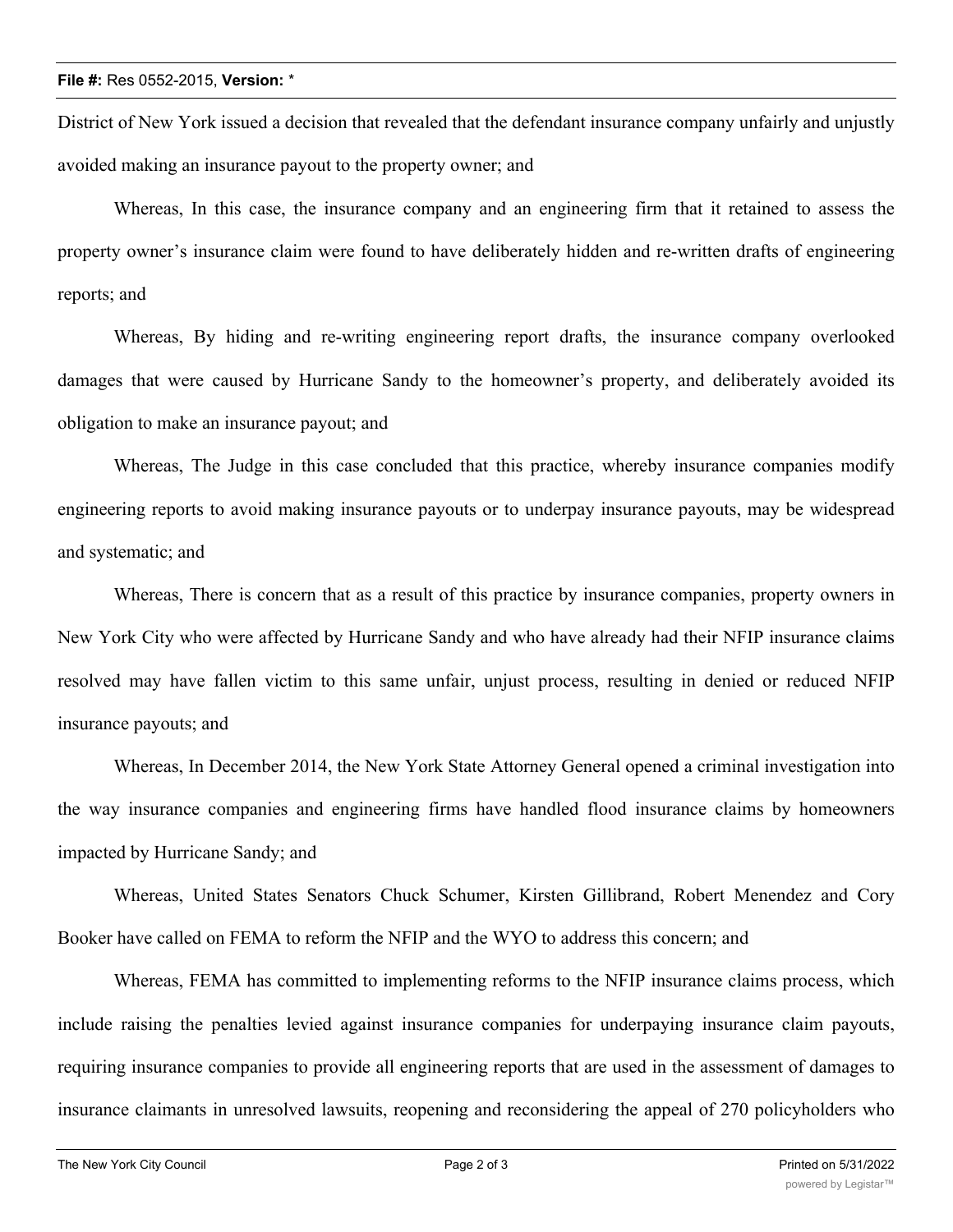District of New York issued a decision that revealed that the defendant insurance company unfairly and unjustly avoided making an insurance payout to the property owner; and

Whereas, In this case, the insurance company and an engineering firm that it retained to assess the property owner's insurance claim were found to have deliberately hidden and re-written drafts of engineering reports; and

Whereas, By hiding and re-writing engineering report drafts, the insurance company overlooked damages that were caused by Hurricane Sandy to the homeowner's property, and deliberately avoided its obligation to make an insurance payout; and

Whereas, The Judge in this case concluded that this practice, whereby insurance companies modify engineering reports to avoid making insurance payouts or to underpay insurance payouts, may be widespread and systematic; and

Whereas, There is concern that as a result of this practice by insurance companies, property owners in New York City who were affected by Hurricane Sandy and who have already had their NFIP insurance claims resolved may have fallen victim to this same unfair, unjust process, resulting in denied or reduced NFIP insurance payouts; and

Whereas, In December 2014, the New York State Attorney General opened a criminal investigation into the way insurance companies and engineering firms have handled flood insurance claims by homeowners impacted by Hurricane Sandy; and

Whereas, United States Senators Chuck Schumer, Kirsten Gillibrand, Robert Menendez and Cory Booker have called on FEMA to reform the NFIP and the WYO to address this concern; and

Whereas, FEMA has committed to implementing reforms to the NFIP insurance claims process, which include raising the penalties levied against insurance companies for underpaying insurance claim payouts, requiring insurance companies to provide all engineering reports that are used in the assessment of damages to insurance claimants in unresolved lawsuits, reopening and reconsidering the appeal of 270 policyholders who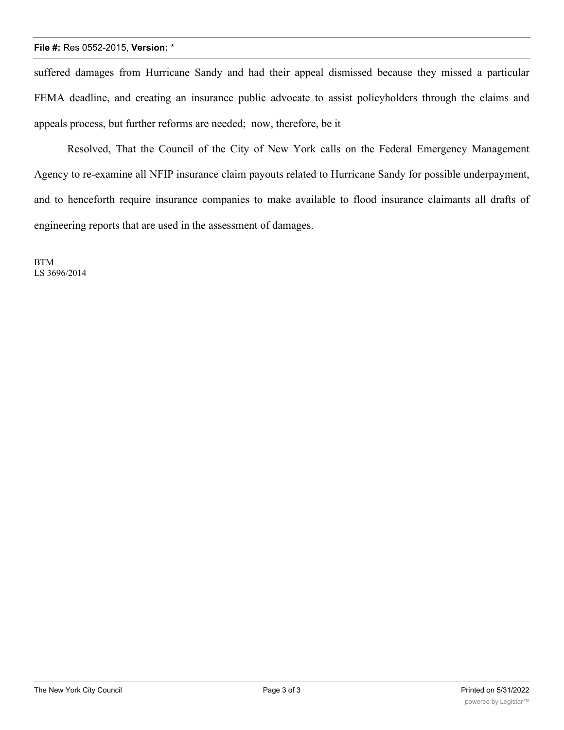suffered damages from Hurricane Sandy and had their appeal dismissed because they missed a particular FEMA deadline, and creating an insurance public advocate to assist policyholders through the claims and appeals process, but further reforms are needed; now, therefore, be it

Resolved, That the Council of the City of New York calls on the Federal Emergency Management Agency to re-examine all NFIP insurance claim payouts related to Hurricane Sandy for possible underpayment, and to henceforth require insurance companies to make available to flood insurance claimants all drafts of engineering reports that are used in the assessment of damages.

BTM
LS 3696/2014